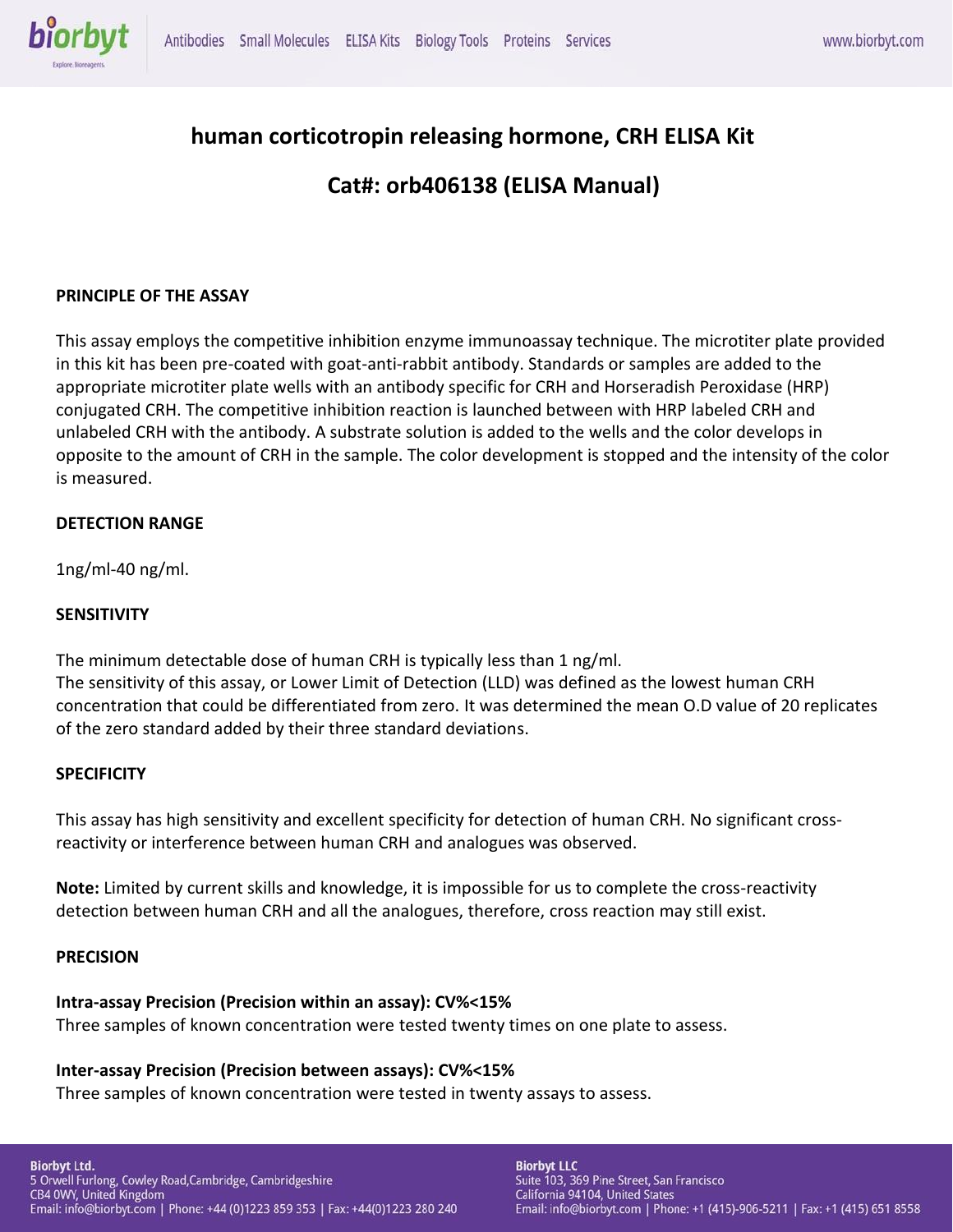# human corticotropin releasing hormone, CRH ELISA Kit

## Cat#: orb406138 (ELISA Manual)

**PRINCIPLE OF THE ASSAY**

This assay employs the competitive inhibition enzyme immunoassay technique. The microtiter plate provided in this kit has been pre-coated with goat-anti-rabbit antibody. Standards or samples are added to the appropriate microtiter plate wells with an antibody specific for CRH and Horseradish Peroxidase (HRP) conjugated CRH. The competitive inhibition reaction is launched between with HRP labeled CRH and unlabeled CRH with the antibody. A substrate solution is added to the wells and the color develops in opposite to the amount of CRH in the sample. The color development is stopped and the intensity of the color is measured.

**DETECTION RANGE**

1ng/ml-40 ng/ml.

**SENSITIVITY**

The minimum detectable dose of human CRH is typically less than 1 ng/ml.
The sensitivity of this assay, or Lower Limit of Detection (LLD) was defined as the lowest human CRH concentration that could be differentiated from zero. It was determined the mean O.D value of 20 replicates of the zero standard added by their three standard deviations.

**SPECIFICITY**

This assay has high sensitivity and excellent specificity for detection of human CRH. No significant cross-reactivity or interference between human CRH and analogues was observed.

**Note:** Limited by current skills and knowledge, it is impossible for us to complete the cross-reactivity detection between human CRH and all the analogues, therefore, cross reaction may still exist.

**PRECISION**

**Intra-assay Precision (Precision within an assay): CV%<15%**
Three samples of known concentration were tested twenty times on one plate to assess.

**Inter-assay Precision (Precision between assays): CV%<15%**
Three samples of known concentration were tested in twenty assays to assess.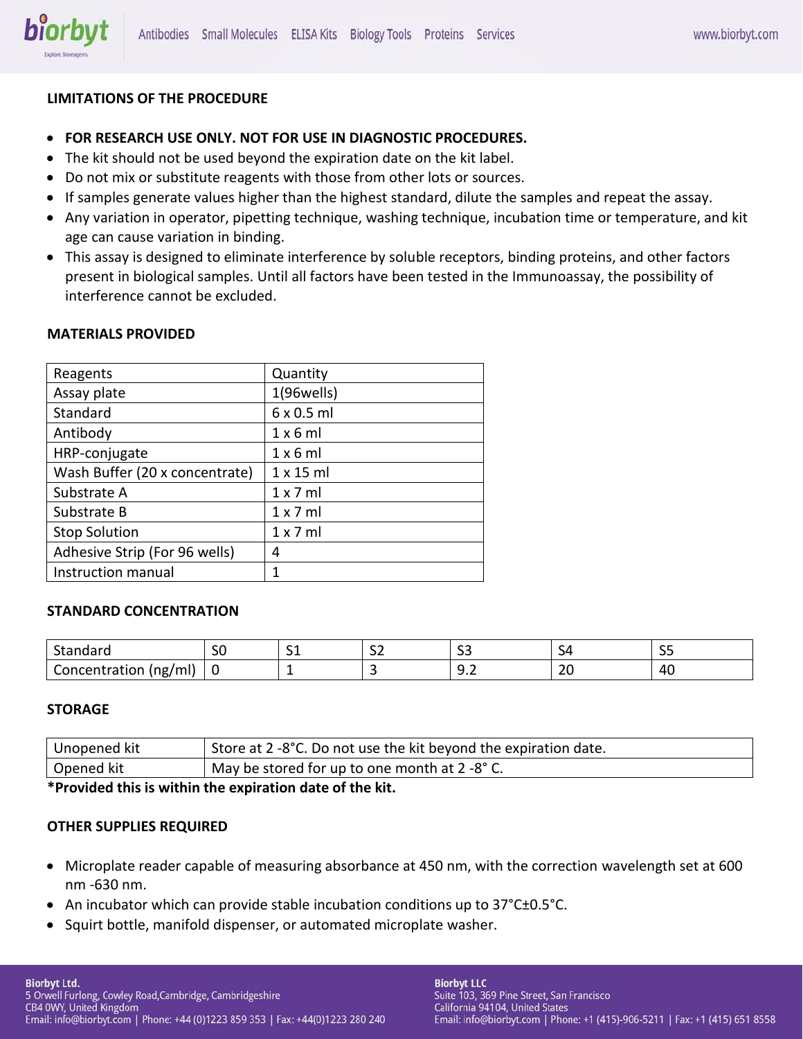## LIMITATIONS OF THE PROCEDURE

- **FOR RESEARCH USE ONLY. NOT FOR USE IN DIAGNOSTIC PROCEDURES.**
- The kit should not be used beyond the expiration date on the kit label.
- Do not mix or substitute reagents with those from other lots or sources.
- If samples generate values higher than the highest standard, dilute the samples and repeat the assay.
- Any variation in operator, pipetting technique, washing technique, incubation time or temperature, and kit age can cause variation in binding.
- This assay is designed to eliminate interference by soluble receptors, binding proteins, and other factors present in biological samples. Until all factors have been tested in the Immunoassay, the possibility of interference cannot be excluded.

## MATERIALS PROVIDED

| Reagents | Quantity |
|---|---|
| Assay plate | 1(96wells) |
| Standard | 6 x 0.5 ml |
| Antibody | 1 x 6 ml |
| HRP-conjugate | 1 x 6 ml |
| Wash Buffer (20 x concentrate) | 1 x 15 ml |
| Substrate A | 1 x 7 ml |
| Substrate B | 1 x 7 ml |
| Stop Solution | 1 x 7 ml |
| Adhesive Strip (For 96 wells) | 4 |
| Instruction manual | 1 |

## STANDARD CONCENTRATION

| Standard | S0 | S1 | S2 | S3 | S4 | S5 |
|---|---|---|---|---|---|---|
| Concentration (ng/ml) | 0 | 1 | 3 | 9.2 | 20 | 40 |

## STORAGE

| Unopened kit | Store at 2 -8°C. Do not use the kit beyond the expiration date. |
|---|---|
| Opened kit | May be stored for up to one month at 2 -8° C. |

***Provided this is within the expiration date of the kit.**

## OTHER SUPPLIES REQUIRED

- Microplate reader capable of measuring absorbance at 450 nm, with the correction wavelength set at 600 nm -630 nm.
- An incubator which can provide stable incubation conditions up to 37°C±0.5°C.
- Squirt bottle, manifold dispenser, or automated microplate washer.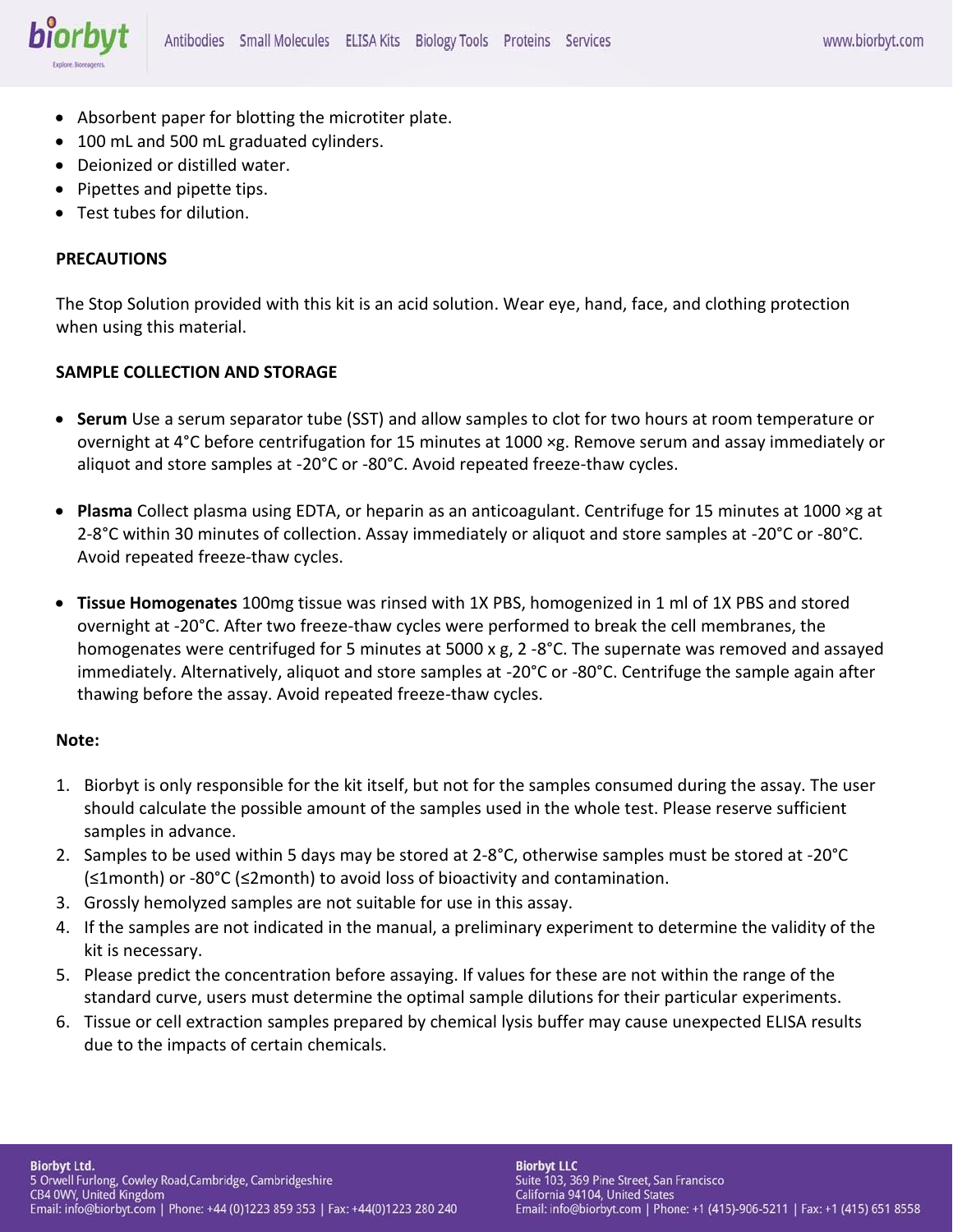- Absorbent paper for blotting the microtiter plate.
- 100 mL and 500 mL graduated cylinders.
- Deionized or distilled water.
- Pipettes and pipette tips.
- Test tubes for dilution.

**PRECAUTIONS**

The Stop Solution provided with this kit is an acid solution. Wear eye, hand, face, and clothing protection when using this material.

**SAMPLE COLLECTION AND STORAGE**

- **Serum** Use a serum separator tube (SST) and allow samples to clot for two hours at room temperature or overnight at 4°C before centrifugation for 15 minutes at 1000 ×g. Remove serum and assay immediately or aliquot and store samples at -20°C or -80°C. Avoid repeated freeze-thaw cycles.

- **Plasma** Collect plasma using EDTA, or heparin as an anticoagulant. Centrifuge for 15 minutes at 1000 ×g at 2-8°C within 30 minutes of collection. Assay immediately or aliquot and store samples at -20°C or -80°C. Avoid repeated freeze-thaw cycles.

- **Tissue Homogenates** 100mg tissue was rinsed with 1X PBS, homogenized in 1 ml of 1X PBS and stored overnight at -20°C. After two freeze-thaw cycles were performed to break the cell membranes, the homogenates were centrifuged for 5 minutes at 5000 x g, 2 -8°C. The supernate was removed and assayed immediately. Alternatively, aliquot and store samples at -20°C or -80°C. Centrifuge the sample again after thawing before the assay. Avoid repeated freeze-thaw cycles.

**Note:**

1. Biorbyt is only responsible for the kit itself, but not for the samples consumed during the assay. The user should calculate the possible amount of the samples used in the whole test. Please reserve sufficient samples in advance.
2. Samples to be used within 5 days may be stored at 2-8°C, otherwise samples must be stored at -20°C (≤1month) or -80°C (≤2month) to avoid loss of bioactivity and contamination.
3. Grossly hemolyzed samples are not suitable for use in this assay.
4. If the samples are not indicated in the manual, a preliminary experiment to determine the validity of the kit is necessary.
5. Please predict the concentration before assaying. If values for these are not within the range of the standard curve, users must determine the optimal sample dilutions for their particular experiments.
6. Tissue or cell extraction samples prepared by chemical lysis buffer may cause unexpected ELISA results due to the impacts of certain chemicals.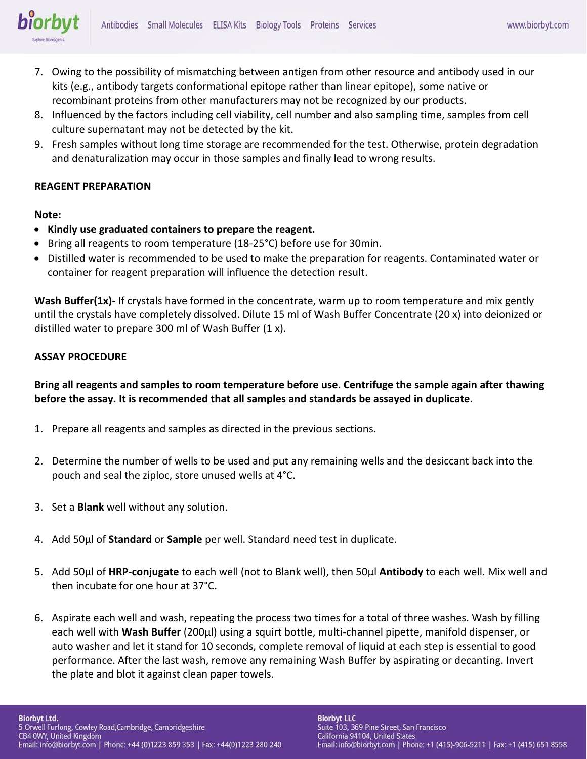7. Owing to the possibility of mismatching between antigen from other resource and antibody used in our kits (e.g., antibody targets conformational epitope rather than linear epitope), some native or recombinant proteins from other manufacturers may not be recognized by our products.
8. Influenced by the factors including cell viability, cell number and also sampling time, samples from cell culture supernatant may not be detected by the kit.
9. Fresh samples without long time storage are recommended for the test. Otherwise, protein degradation and denaturalization may occur in those samples and finally lead to wrong results.

**REAGENT PREPARATION**

**Note:**

- **Kindly use graduated containers to prepare the reagent.**
- Bring all reagents to room temperature (18-25°C) before use for 30min.
- Distilled water is recommended to be used to make the preparation for reagents. Contaminated water or container for reagent preparation will influence the detection result.

**Wash Buffer(1x)-** If crystals have formed in the concentrate, warm up to room temperature and mix gently until the crystals have completely dissolved. Dilute 15 ml of Wash Buffer Concentrate (20 x) into deionized or distilled water to prepare 300 ml of Wash Buffer (1 x).

**ASSAY PROCEDURE**

**Bring all reagents and samples to room temperature before use. Centrifuge the sample again after thawing before the assay. It is recommended that all samples and standards be assayed in duplicate.**

1. Prepare all reagents and samples as directed in the previous sections.

2. Determine the number of wells to be used and put any remaining wells and the desiccant back into the pouch and seal the ziploc, store unused wells at 4°C.

3. Set a **Blank** well without any solution.

4. Add 50µl of **Standard** or **Sample** per well. Standard need test in duplicate.

5. Add 50µl of **HRP-conjugate** to each well (not to Blank well), then 50µl **Antibody** to each well. Mix well and then incubate for one hour at 37°C.

6. Aspirate each well and wash, repeating the process two times for a total of three washes. Wash by filling each well with **Wash Buffer** (200µl) using a squirt bottle, multi-channel pipette, manifold dispenser, or auto washer and let it stand for 10 seconds, complete removal of liquid at each step is essential to good performance. After the last wash, remove any remaining Wash Buffer by aspirating or decanting. Invert the plate and blot it against clean paper towels.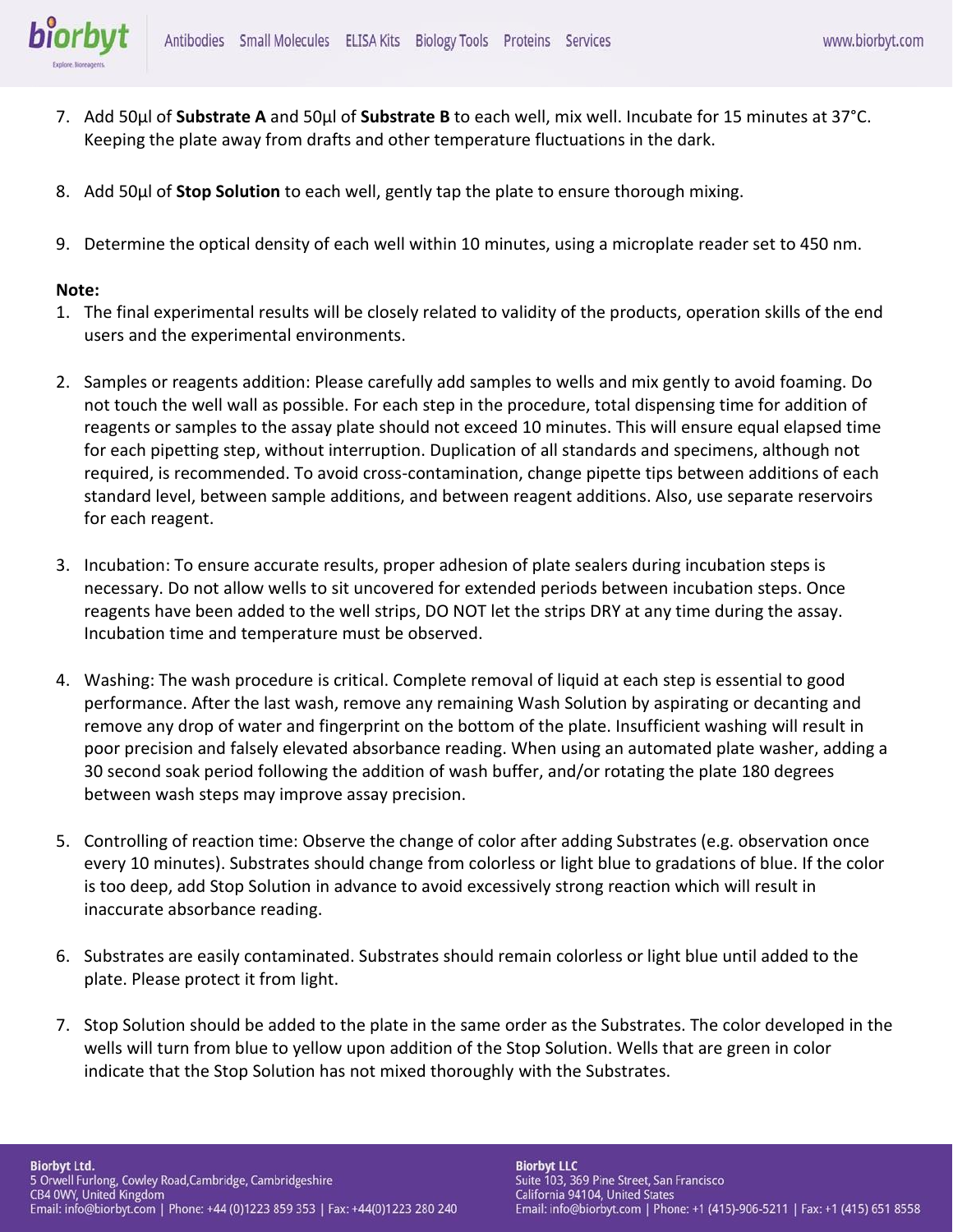7. Add 50µl of **Substrate A** and 50µl of **Substrate B** to each well, mix well. Incubate for 15 minutes at 37°C. Keeping the plate away from drafts and other temperature fluctuations in the dark.

8. Add 50µl of **Stop Solution** to each well, gently tap the plate to ensure thorough mixing.

9. Determine the optical density of each well within 10 minutes, using a microplate reader set to 450 nm.

**Note:**

1. The final experimental results will be closely related to validity of the products, operation skills of the end users and the experimental environments.

2. Samples or reagents addition: Please carefully add samples to wells and mix gently to avoid foaming. Do not touch the well wall as possible. For each step in the procedure, total dispensing time for addition of reagents or samples to the assay plate should not exceed 10 minutes. This will ensure equal elapsed time for each pipetting step, without interruption. Duplication of all standards and specimens, although not required, is recommended. To avoid cross-contamination, change pipette tips between additions of each standard level, between sample additions, and between reagent additions. Also, use separate reservoirs for each reagent.

3. Incubation: To ensure accurate results, proper adhesion of plate sealers during incubation steps is necessary. Do not allow wells to sit uncovered for extended periods between incubation steps. Once reagents have been added to the well strips, DO NOT let the strips DRY at any time during the assay. Incubation time and temperature must be observed.

4. Washing: The wash procedure is critical. Complete removal of liquid at each step is essential to good performance. After the last wash, remove any remaining Wash Solution by aspirating or decanting and remove any drop of water and fingerprint on the bottom of the plate. Insufficient washing will result in poor precision and falsely elevated absorbance reading. When using an automated plate washer, adding a 30 second soak period following the addition of wash buffer, and/or rotating the plate 180 degrees between wash steps may improve assay precision.

5. Controlling of reaction time: Observe the change of color after adding Substrates (e.g. observation once every 10 minutes). Substrates should change from colorless or light blue to gradations of blue. If the color is too deep, add Stop Solution in advance to avoid excessively strong reaction which will result in inaccurate absorbance reading.

6. Substrates are easily contaminated. Substrates should remain colorless or light blue until added to the plate. Please protect it from light.

7. Stop Solution should be added to the plate in the same order as the Substrates. The color developed in the wells will turn from blue to yellow upon addition of the Stop Solution. Wells that are green in color indicate that the Stop Solution has not mixed thoroughly with the Substrates.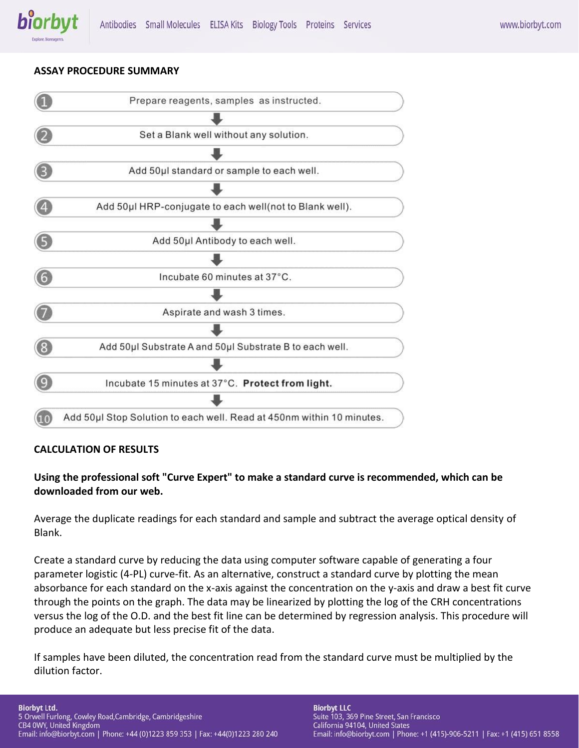## ASSAY PROCEDURE SUMMARY

1. Prepare reagents, samples as instructed.
2. Set a Blank well without any solution.
3. Add 50µl standard or sample to each well.
4. Add 50µl HRP-conjugate to each well(not to Blank well).
5. Add 50µl Antibody to each well.
6. Incubate 60 minutes at 37°C.
7. Aspirate and wash 3 times.
8. Add 50µl Substrate A and 50µl Substrate B to each well.
9. Incubate 15 minutes at 37°C. **Protect from light.**
10. Add 50µl Stop Solution to each well. Read at 450nm within 10 minutes.

## CALCULATION OF RESULTS

**Using the professional soft "Curve Expert" to make a standard curve is recommended, which can be downloaded from our web.**

Average the duplicate readings for each standard and sample and subtract the average optical density of Blank.

Create a standard curve by reducing the data using computer software capable of generating a four parameter logistic (4-PL) curve-fit. As an alternative, construct a standard curve by plotting the mean absorbance for each standard on the x-axis against the concentration on the y-axis and draw a best fit curve through the points on the graph. The data may be linearized by plotting the log of the CRH concentrations versus the log of the O.D. and the best fit line can be determined by regression analysis. This procedure will produce an adequate but less precise fit of the data.

If samples have been diluted, the concentration read from the standard curve must be multiplied by the dilution factor.